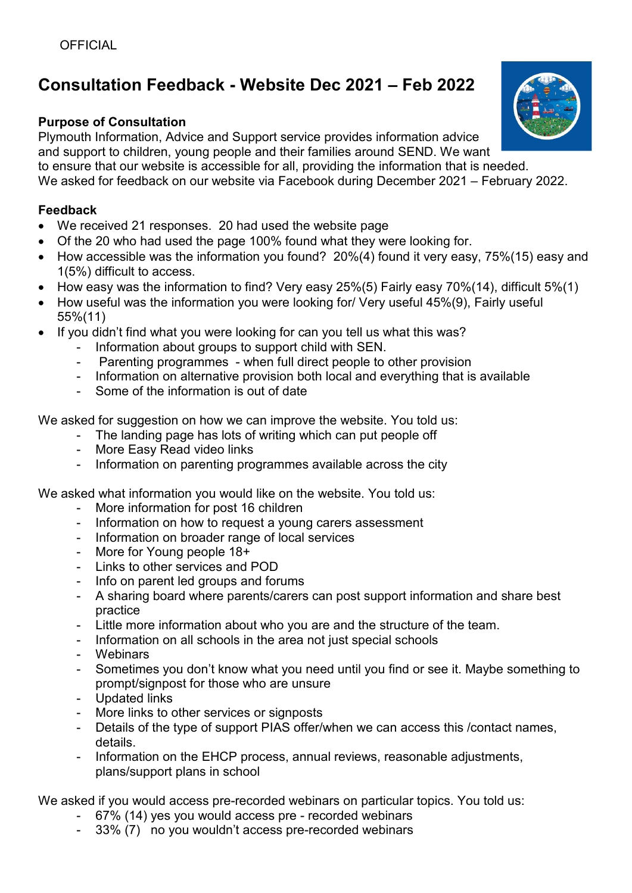OFFICIAL

# Consultation Feedback - Website Dec 2021 – Feb 2022

**Purpose of Consultation**

Plymouth Information, Advice and Support service provides information advice and support to children, young people and their families around SEND. We want to ensure that our website is accessible for all, providing the information that is needed. We asked for feedback on our website via Facebook during December 2021 – February 2022.

**Feedback**

- We received 21 responses. 20 had used the website page
- Of the 20 who had used the page 100% found what they were looking for.
- How accessible was the information you found? 20%(4) found it very easy, 75%(15) easy and 1(5%) difficult to access.
- How easy was the information to find? Very easy 25%(5) Fairly easy 70%(14), difficult 5%(1)
- How useful was the information you were looking for/ Very useful 45%(9), Fairly useful 55%(11)
- If you didn't find what you were looking for can you tell us what this was?
  - Information about groups to support child with SEN.
  - Parenting programmes - when full direct people to other provision
  - Information on alternative provision both local and everything that is available
  - Some of the information is out of date

We asked for suggestion on how we can improve the website. You told us:

- The landing page has lots of writing which can put people off
- More Easy Read video links
- Information on parenting programmes available across the city

We asked what information you would like on the website. You told us:

- More information for post 16 children
- Information on how to request a young carers assessment
- Information on broader range of local services
- More for Young people 18+
- Links to other services and POD
- Info on parent led groups and forums
- A sharing board where parents/carers can post support information and share best practice
- Little more information about who you are and the structure of the team.
- Information on all schools in the area not just special schools
- Webinars
- Sometimes you don't know what you need until you find or see it. Maybe something to prompt/signpost for those who are unsure
- Updated links
- More links to other services or signposts
- Details of the type of support PIAS offer/when we can access this /contact names, details.
- Information on the EHCP process, annual reviews, reasonable adjustments, plans/support plans in school

We asked if you would access pre-recorded webinars on particular topics. You told us:

- 67% (14) yes you would access pre - recorded webinars
- 33% (7) no you wouldn't access pre-recorded webinars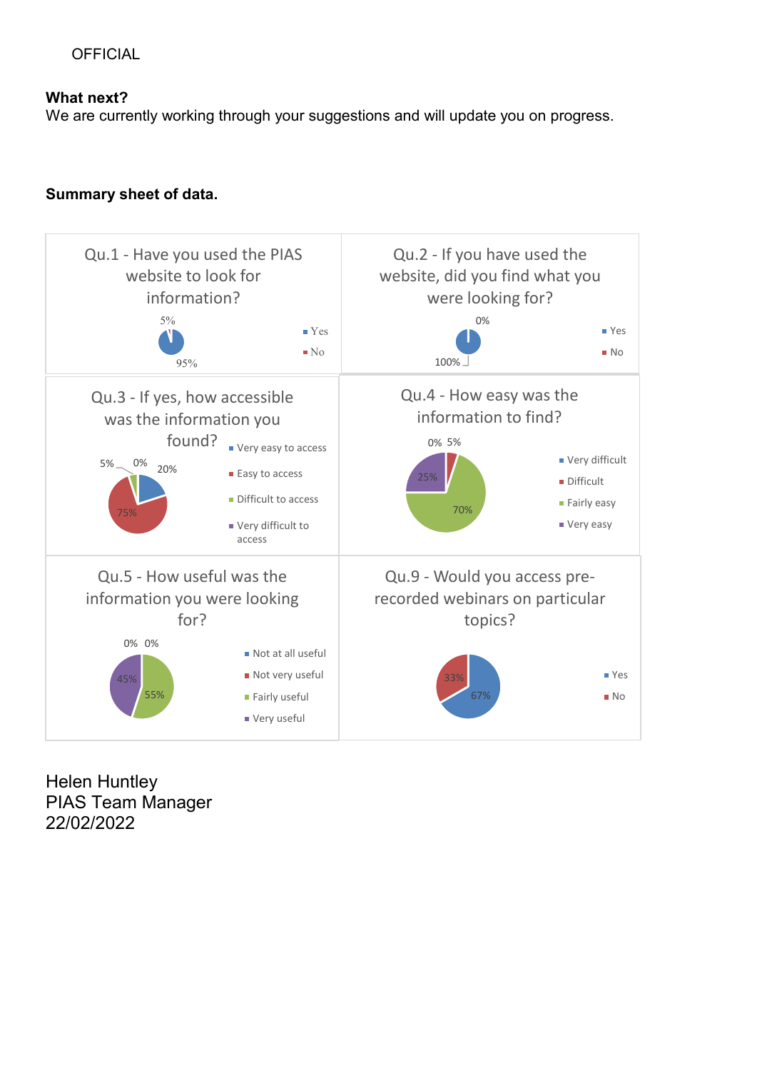OFFICIAL

**What next?**
We are currently working through your suggestions and will update you on progress.

**Summary sheet of data.**

Qu.1 - Have you used the PIAS website to look for information?

5%
95%
Yes
No

Qu.2 - If you have used the website, did you find what you were looking for?

0%
100%
Yes
No

Qu.3 - If yes, how accessible was the information you found?

5%
0%
20%
75%
Very easy to access
Easy to access
Difficult to access
Very difficult to access

Qu.4 - How easy was the information to find?

0%
5%
25%
70%
Very difficult
Difficult
Fairly easy
Very easy

Qu.5 - How useful was the information you were looking for?

0%
0%
45%
55%
Not at all useful
Not very useful
Fairly useful
Very useful

Qu.9 - Would you access pre-recorded webinars on particular topics?

33%
67%
Yes
No

Helen Huntley
PIAS Team Manager
22/02/2022